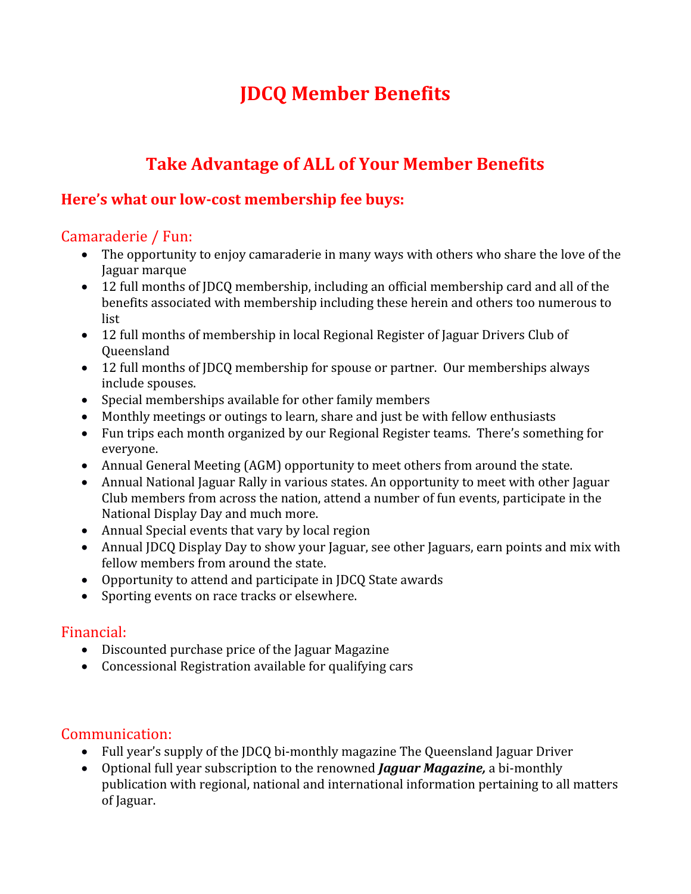# JDCQ Member Benefits

## Take Advantage of ALL of Your Member Benefits

### Here's what our low-cost membership fee buys:

#### Camaraderie / Fun:

- The opportunity to enjoy camaraderie in many ways with others who share the love of the Jaguar marque
- 12 full months of JDCQ membership, including an official membership card and all of the benefits associated with membership including these herein and others too numerous to list
- 12 full months of membership in local Regional Register of Jaguar Drivers Club of Queensland
- 12 full months of JDCQ membership for spouse or partner. Our memberships always include spouses.
- Special memberships available for other family members
- Monthly meetings or outings to learn, share and just be with fellow enthusiasts
- Fun trips each month organized by our Regional Register teams. There's something for everyone.
- Annual General Meeting (AGM) opportunity to meet others from around the state.
- Annual National Jaguar Rally in various states. An opportunity to meet with other Jaguar Club members from across the nation, attend a number of fun events, participate in the National Display Day and much more.
- Annual Special events that vary by local region
- Annual JDCQ Display Day to show your Jaguar, see other Jaguars, earn points and mix with fellow members from around the state.
- Opportunity to attend and participate in JDCQ State awards
- Sporting events on race tracks or elsewhere.

#### Financial:

- Discounted purchase price of the Jaguar Magazine
- Concessional Registration available for qualifying cars

#### Communication:

- Full year's supply of the JDCQ bi-monthly magazine The Queensland Jaguar Driver
- Optional full year subscription to the renowned ***Jaguar Magazine,*** a bi-monthly publication with regional, national and international information pertaining to all matters of Jaguar.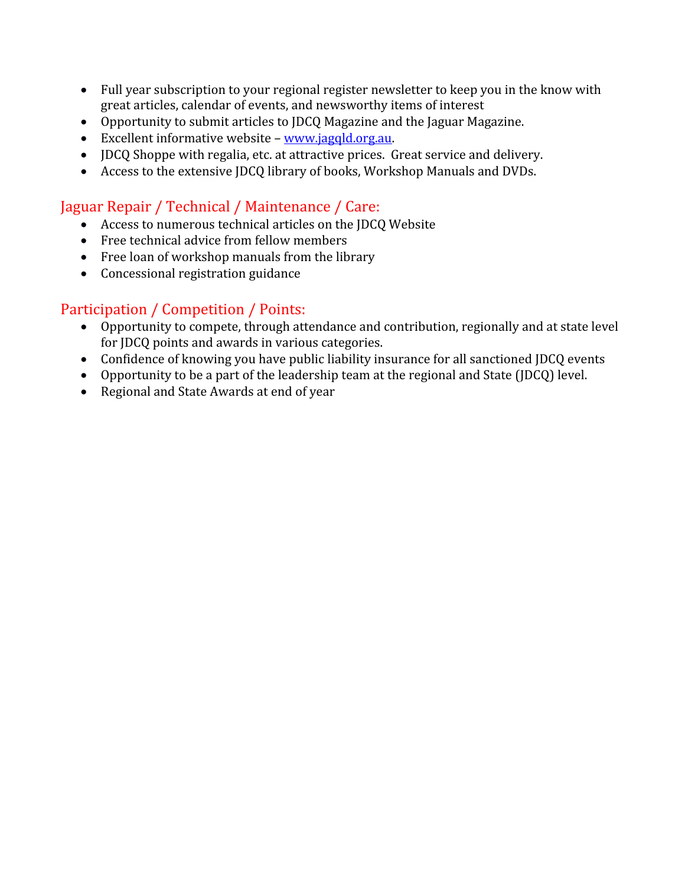- Full year subscription to your regional register newsletter to keep you in the know with great articles, calendar of events, and newsworthy items of interest
- Opportunity to submit articles to JDCQ Magazine and the Jaguar Magazine.
- Excellent informative website – [www.jagqld.org.au](http://www.jagqld.org.au).
- JDCQ Shoppe with regalia, etc. at attractive prices. Great service and delivery.
- Access to the extensive JDCQ library of books, Workshop Manuals and DVDs.

## Jaguar Repair / Technical / Maintenance / Care:

- Access to numerous technical articles on the JDCQ Website
- Free technical advice from fellow members
- Free loan of workshop manuals from the library
- Concessional registration guidance

## Participation / Competition / Points:

- Opportunity to compete, through attendance and contribution, regionally and at state level for JDCQ points and awards in various categories.
- Confidence of knowing you have public liability insurance for all sanctioned JDCQ events
- Opportunity to be a part of the leadership team at the regional and State (JDCQ) level.
- Regional and State Awards at end of year